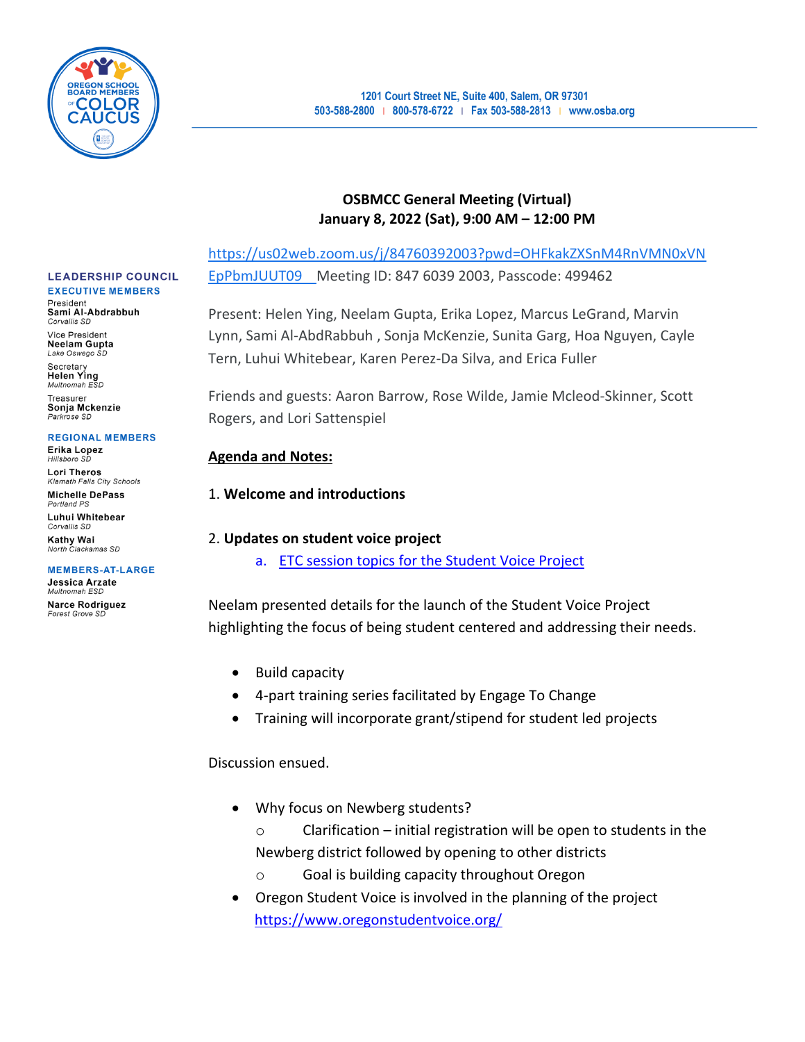1201 Court Street NE, Suite 400, Salem, OR 97301
503-588-2800 | 800-578-6722 | Fax 503-588-2813 | www.osba.org

**LEADERSHIP COUNCIL**

**EXECUTIVE MEMBERS**

President
**Sami Al-Abdrabbuh**
*Corvallis SD*

Vice President
**Neelam Gupta**
*Lake Oswego SD*

Secretary
**Helen Ying**
*Multnomah ESD*

Treasurer
**Sonja Mckenzie**
*Parkrose SD*

**REGIONAL MEMBERS**

**Erika Lopez**
*Hillsboro SD*

**Lori Theros**
*Klamath Falls City Schools*

**Michelle DePass**
*Portland PS*

**Luhui Whitebear**
*Corvallis SD*

**Kathy Wai**
*North Clackamas SD*

**MEMBERS-AT-LARGE**

**Jessica Arzate**
*Multnomah ESD*

**Narce Rodriguez**
*Forest Grove SD*

**OSBMCC General Meeting (Virtual)**
**January 8, 2022 (Sat), 9:00 AM – 12:00 PM**

https://us02web.zoom.us/j/84760392003?pwd=OHFkakZXSnM4RnVMN0xVNEpPbmJUUT09 Meeting ID: 847 6039 2003, Passcode: 499462

Present: Helen Ying, Neelam Gupta, Erika Lopez, Marcus LeGrand, Marvin Lynn, Sami Al-AbdRabbuh , Sonja McKenzie, Sunita Garg, Hoa Nguyen, Cayle Tern, Luhui Whitebear, Karen Perez-Da Silva, and Erica Fuller

Friends and guests: Aaron Barrow, Rose Wilde, Jamie Mcleod-Skinner, Scott Rogers, and Lori Sattenspiel

**Agenda and Notes:**

1. **Welcome and introductions**

2. **Updates on student voice project**
   a. ETC session topics for the Student Voice Project

Neelam presented details for the launch of the Student Voice Project highlighting the focus of being student centered and addressing their needs.

- Build capacity
- 4-part training series facilitated by Engage To Change
- Training will incorporate grant/stipend for student led projects

Discussion ensued.

- Why focus on Newberg students?
  - Clarification – initial registration will be open to students in the Newberg district followed by opening to other districts
  - Goal is building capacity throughout Oregon
- Oregon Student Voice is involved in the planning of the project
  https://www.oregonstudentvoice.org/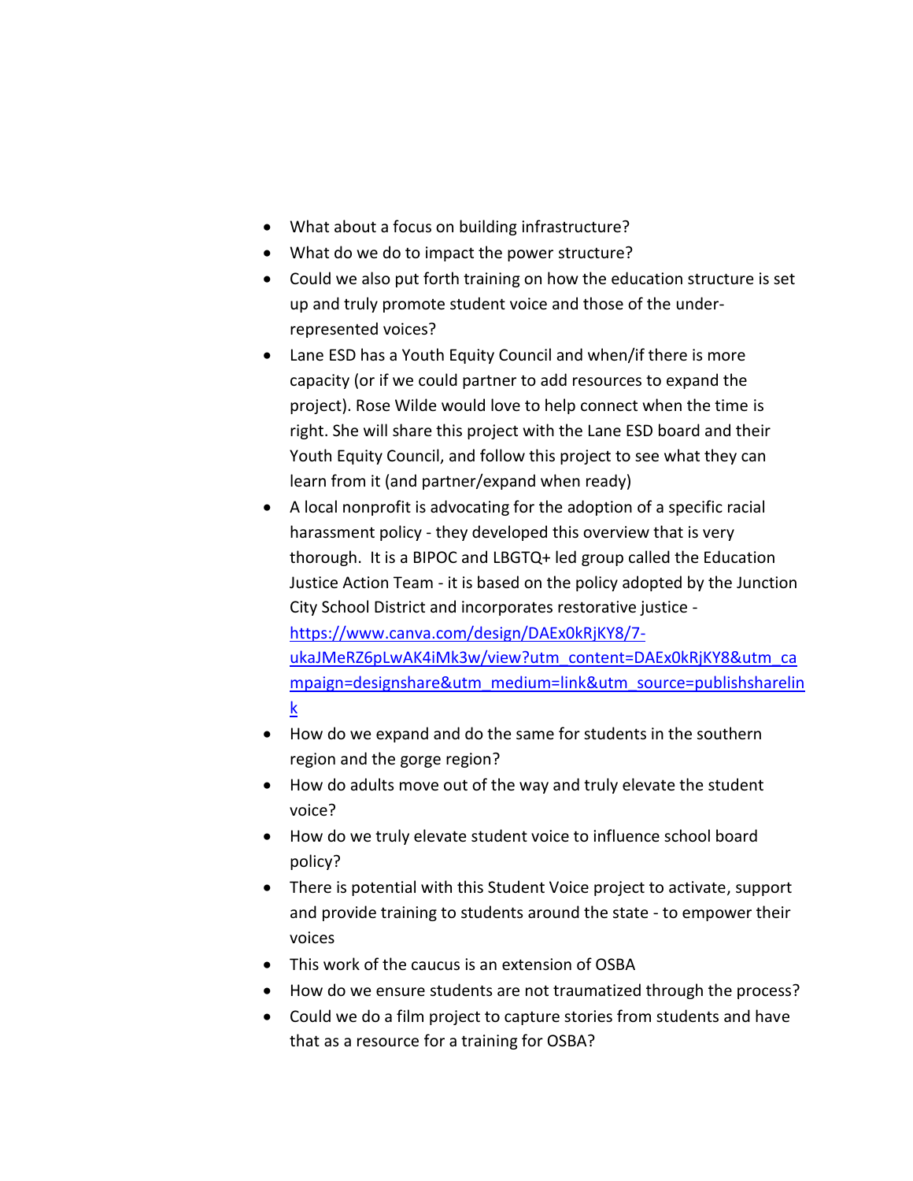- What about a focus on building infrastructure?
- What do we do to impact the power structure?
- Could we also put forth training on how the education structure is set up and truly promote student voice and those of the under-represented voices?
- Lane ESD has a Youth Equity Council and when/if there is more capacity (or if we could partner to add resources to expand the project). Rose Wilde would love to help connect when the time is right. She will share this project with the Lane ESD board and their Youth Equity Council, and follow this project to see what they can learn from it (and partner/expand when ready)
- A local nonprofit is advocating for the adoption of a specific racial harassment policy - they developed this overview that is very thorough. It is a BIPOC and LBGTQ+ led group called the Education Justice Action Team - it is based on the policy adopted by the Junction City School District and incorporates restorative justice - [https://www.canva.com/design/DAEx0kRjKY8/7-ukaJMeRZ6pLwAK4iMk3w/view?utm_content=DAEx0kRjKY8&utm_campaign=designshare&utm_medium=link&utm_source=publishsharelink](https://www.canva.com/design/DAEx0kRjKY8/7-ukaJMeRZ6pLwAK4iMk3w/view?utm_content=DAEx0kRjKY8&utm_campaign=designshare&utm_medium=link&utm_source=publishsharelink)
- How do we expand and do the same for students in the southern region and the gorge region?
- How do adults move out of the way and truly elevate the student voice?
- How do we truly elevate student voice to influence school board policy?
- There is potential with this Student Voice project to activate, support and provide training to students around the state - to empower their voices
- This work of the caucus is an extension of OSBA
- How do we ensure students are not traumatized through the process?
- Could we do a film project to capture stories from students and have that as a resource for a training for OSBA?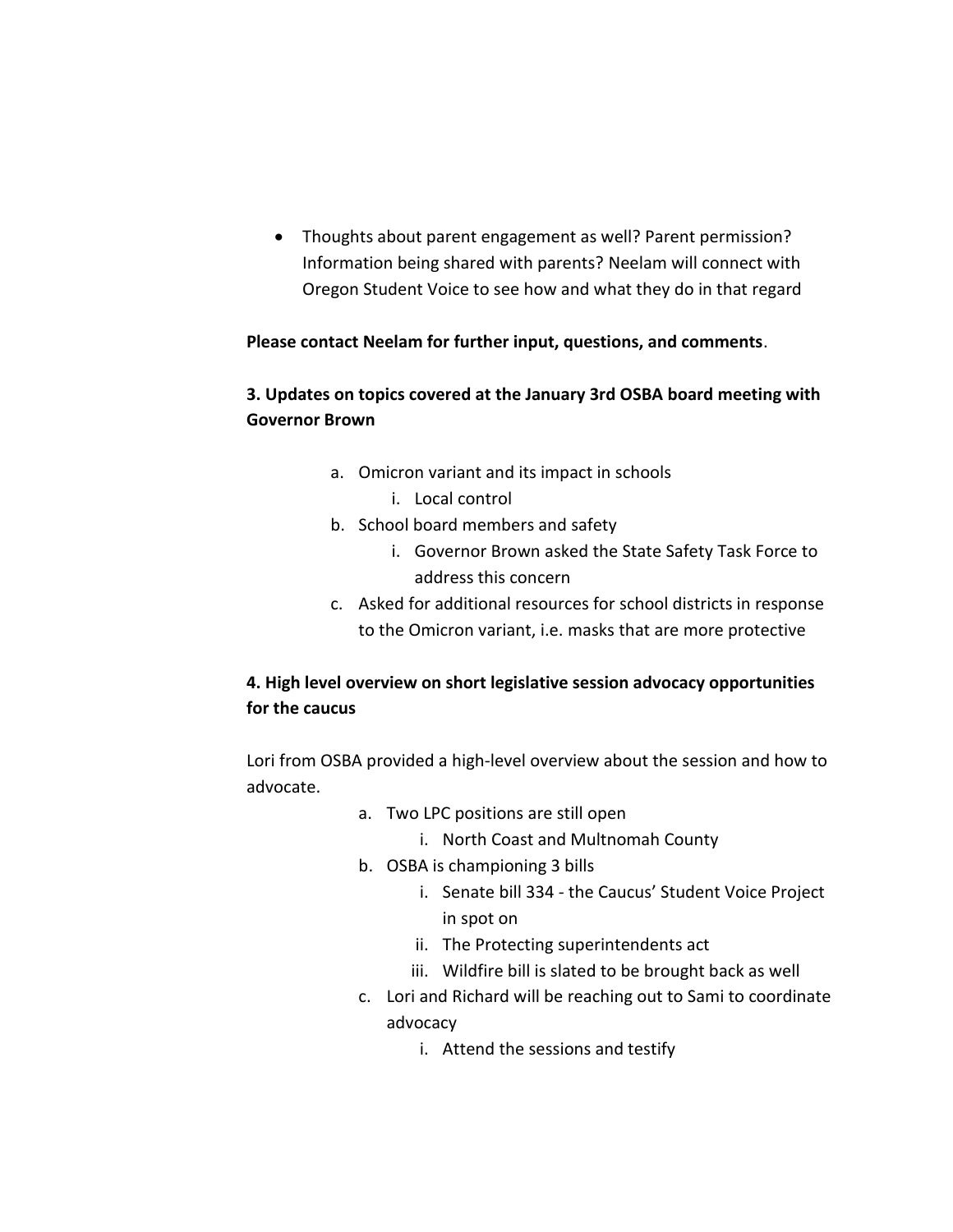- Thoughts about parent engagement as well? Parent permission? Information being shared with parents? Neelam will connect with Oregon Student Voice to see how and what they do in that regard

**Please contact Neelam for further input, questions, and comments**.

**3. Updates on topics covered at the January 3rd OSBA board meeting with Governor Brown**

a. Omicron variant and its impact in schools
    i. Local control
b. School board members and safety
    i. Governor Brown asked the State Safety Task Force to address this concern
c. Asked for additional resources for school districts in response to the Omicron variant, i.e. masks that are more protective

**4. High level overview on short legislative session advocacy opportunities for the caucus**

Lori from OSBA provided a high-level overview about the session and how to advocate.

a. Two LPC positions are still open
    i. North Coast and Multnomah County
b. OSBA is championing 3 bills
    i. Senate bill 334 - the Caucus' Student Voice Project in spot on
    ii. The Protecting superintendents act
    iii. Wildfire bill is slated to be brought back as well
c. Lori and Richard will be reaching out to Sami to coordinate advocacy
    i. Attend the sessions and testify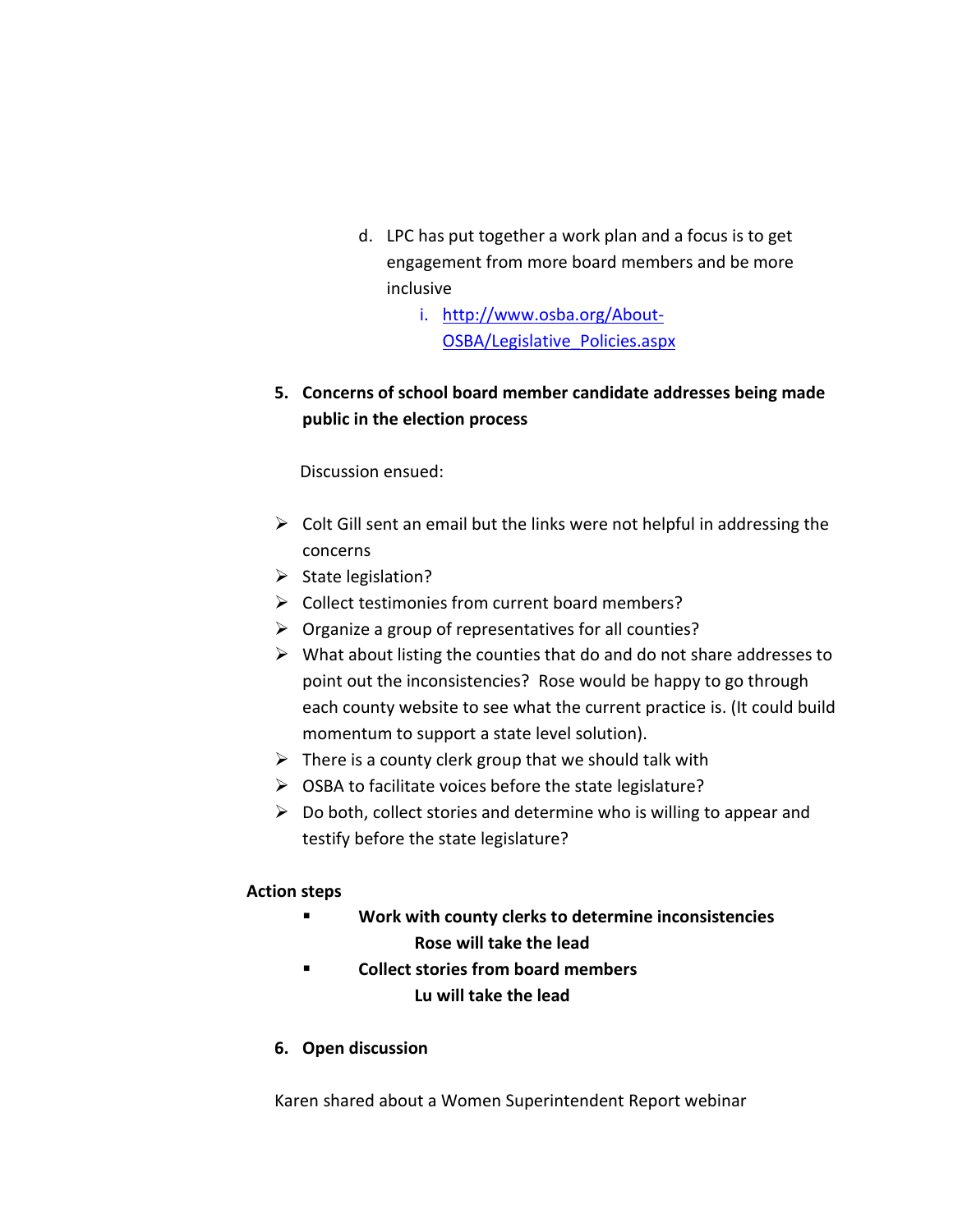d. LPC has put together a work plan and a focus is to get engagement from more board members and be more inclusive

    i. [http://www.osba.org/About-OSBA/Legislative_Policies.aspx](http://www.osba.org/About-OSBA/Legislative_Policies.aspx)

**5. Concerns of school board member candidate addresses being made public in the election process**

Discussion ensued:

- Colt Gill sent an email but the links were not helpful in addressing the concerns
- State legislation?
- Collect testimonies from current board members?
- Organize a group of representatives for all counties?
- What about listing the counties that do and do not share addresses to point out the inconsistencies? Rose would be happy to go through each county website to see what the current practice is. (It could build momentum to support a state level solution).
- There is a county clerk group that we should talk with
- OSBA to facilitate voices before the state legislature?
- Do both, collect stories and determine who is willing to appear and testify before the state legislature?

**Action steps**

- **Work with county clerks to determine inconsistencies**
  **Rose will take the lead**
- **Collect stories from board members**
  **Lu will take the lead**

**6. Open discussion**

Karen shared about a Women Superintendent Report webinar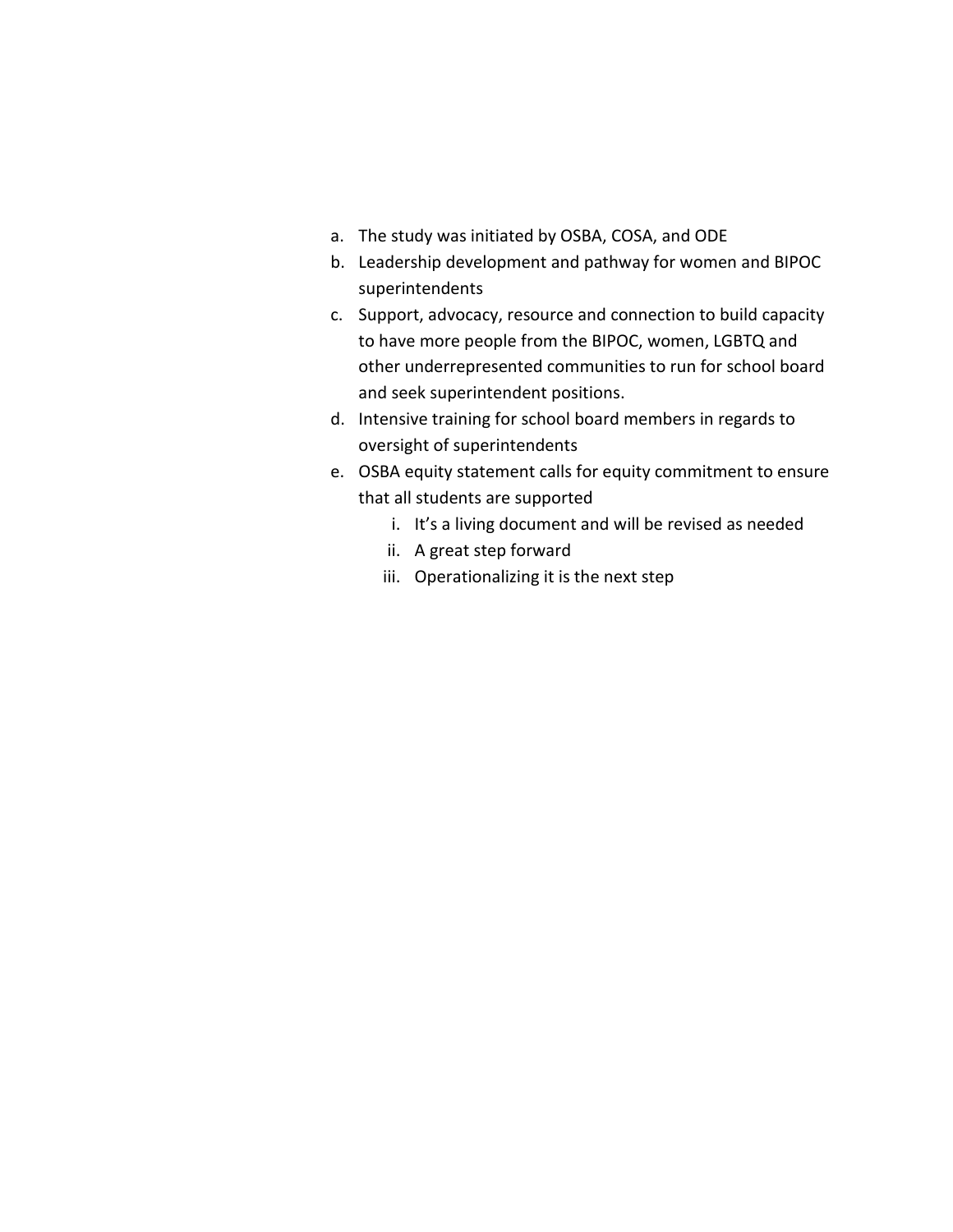a. The study was initiated by OSBA, COSA, and ODE
b. Leadership development and pathway for women and BIPOC superintendents
c. Support, advocacy, resource and connection to build capacity to have more people from the BIPOC, women, LGBTQ and other underrepresented communities to run for school board and seek superintendent positions.
d. Intensive training for school board members in regards to oversight of superintendents
e. OSBA equity statement calls for equity commitment to ensure that all students are supported
    i. It's a living document and will be revised as needed
    ii. A great step forward
    iii. Operationalizing it is the next step